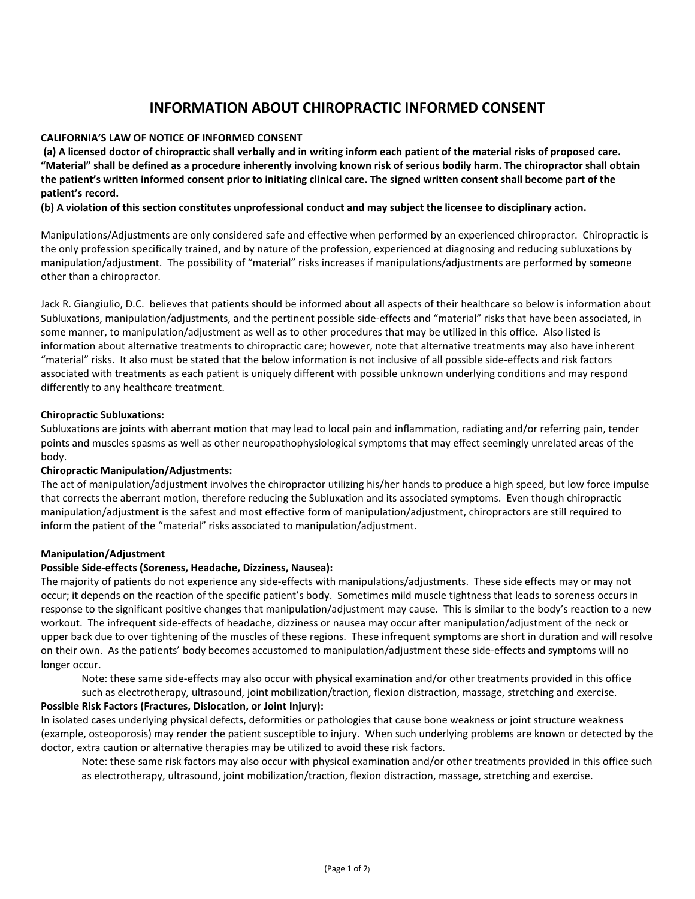# INFORMATION ABOUT CHIROPRACTIC INFORMED CONSENT

**CALIFORNIA'S LAW OF NOTICE OF INFORMED CONSENT**

**(a) A licensed doctor of chiropractic shall verbally and in writing inform each patient of the material risks of proposed care. "Material" shall be defined as a procedure inherently involving known risk of serious bodily harm. The chiropractor shall obtain the patient's written informed consent prior to initiating clinical care. The signed written consent shall become part of the patient's record.**

**(b) A violation of this section constitutes unprofessional conduct and may subject the licensee to disciplinary action.**

Manipulations/Adjustments are only considered safe and effective when performed by an experienced chiropractor. Chiropractic is the only profession specifically trained, and by nature of the profession, experienced at diagnosing and reducing subluxations by manipulation/adjustment. The possibility of "material" risks increases if manipulations/adjustments are performed by someone other than a chiropractor.

Jack R. Giangiulio, D.C. believes that patients should be informed about all aspects of their healthcare so below is information about Subluxations, manipulation/adjustments, and the pertinent possible side-effects and "material" risks that have been associated, in some manner, to manipulation/adjustment as well as to other procedures that may be utilized in this office. Also listed is information about alternative treatments to chiropractic care; however, note that alternative treatments may also have inherent "material" risks. It also must be stated that the below information is not inclusive of all possible side-effects and risk factors associated with treatments as each patient is uniquely different with possible unknown underlying conditions and may respond differently to any healthcare treatment.

**Chiropractic Subluxations:**

Subluxations are joints with aberrant motion that may lead to local pain and inflammation, radiating and/or referring pain, tender points and muscles spasms as well as other neuropathophysiological symptoms that may effect seemingly unrelated areas of the body.

**Chiropractic Manipulation/Adjustments:**

The act of manipulation/adjustment involves the chiropractor utilizing his/her hands to produce a high speed, but low force impulse that corrects the aberrant motion, therefore reducing the Subluxation and its associated symptoms. Even though chiropractic manipulation/adjustment is the safest and most effective form of manipulation/adjustment, chiropractors are still required to inform the patient of the "material" risks associated to manipulation/adjustment.

**Manipulation/Adjustment**

**Possible Side-effects (Soreness, Headache, Dizziness, Nausea):**

The majority of patients do not experience any side-effects with manipulations/adjustments. These side effects may or may not occur; it depends on the reaction of the specific patient's body. Sometimes mild muscle tightness that leads to soreness occurs in response to the significant positive changes that manipulation/adjustment may cause. This is similar to the body's reaction to a new workout. The infrequent side-effects of headache, dizziness or nausea may occur after manipulation/adjustment of the neck or upper back due to over tightening of the muscles of these regions. These infrequent symptoms are short in duration and will resolve on their own. As the patients' body becomes accustomed to manipulation/adjustment these side-effects and symptoms will no longer occur.

> Note: these same side-effects may also occur with physical examination and/or other treatments provided in this office such as electrotherapy, ultrasound, joint mobilization/traction, flexion distraction, massage, stretching and exercise.

**Possible Risk Factors (Fractures, Dislocation, or Joint Injury):**

In isolated cases underlying physical defects, deformities or pathologies that cause bone weakness or joint structure weakness (example, osteoporosis) may render the patient susceptible to injury. When such underlying problems are known or detected by the doctor, extra caution or alternative therapies may be utilized to avoid these risk factors.

> Note: these same risk factors may also occur with physical examination and/or other treatments provided in this office such as electrotherapy, ultrasound, joint mobilization/traction, flexion distraction, massage, stretching and exercise.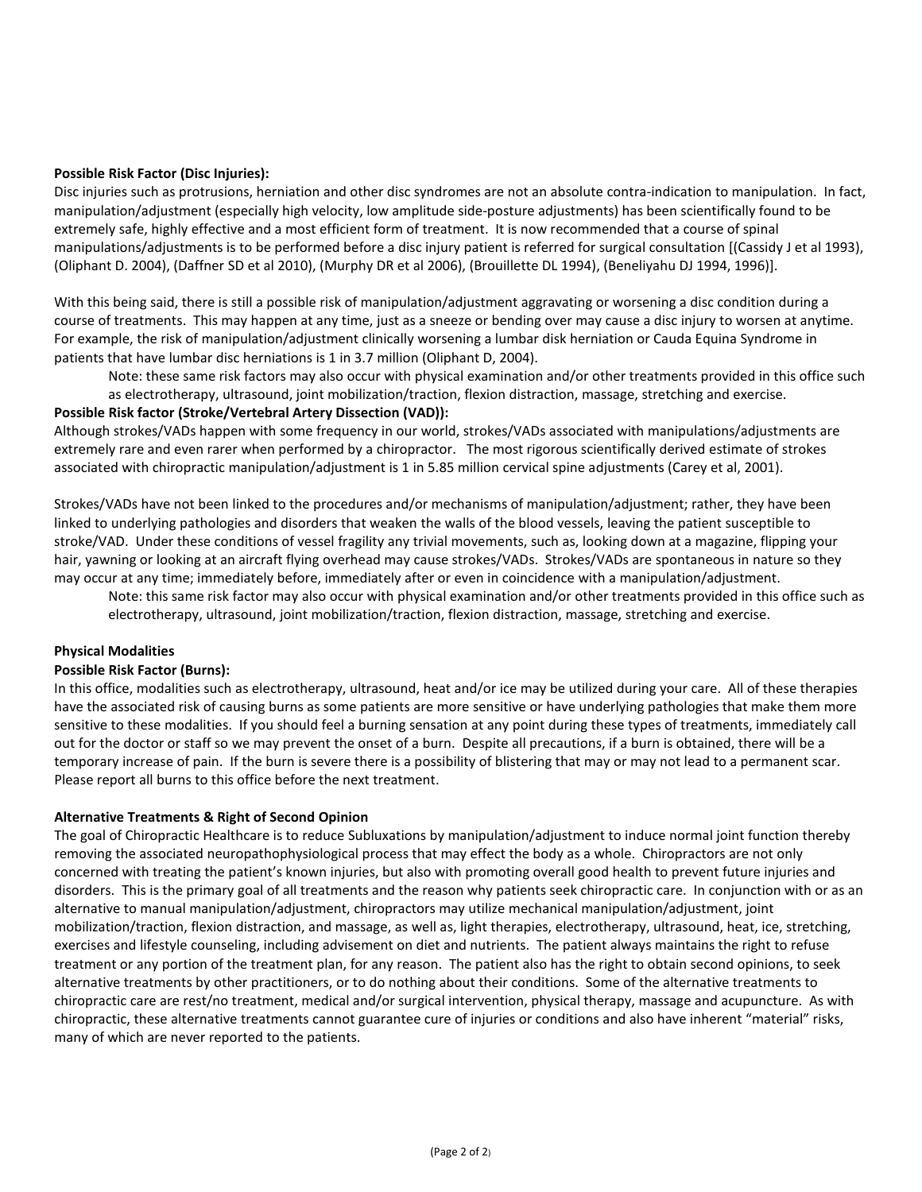**Possible Risk Factor (Disc Injuries):**
Disc injuries such as protrusions, herniation and other disc syndromes are not an absolute contra-indication to manipulation. In fact, manipulation/adjustment (especially high velocity, low amplitude side-posture adjustments) has been scientifically found to be extremely safe, highly effective and a most efficient form of treatment. It is now recommended that a course of spinal manipulations/adjustments is to be performed before a disc injury patient is referred for surgical consultation [(Cassidy J et al 1993), (Oliphant D. 2004), (Daffner SD et al 2010), (Murphy DR et al 2006), (Brouillette DL 1994), (Beneliyahu DJ 1994, 1996)].

With this being said, there is still a possible risk of manipulation/adjustment aggravating or worsening a disc condition during a course of treatments. This may happen at any time, just as a sneeze or bending over may cause a disc injury to worsen at anytime. For example, the risk of manipulation/adjustment clinically worsening a lumbar disk herniation or Cauda Equina Syndrome in patients that have lumbar disc herniations is 1 in 3.7 million (Oliphant D, 2004).

> Note: these same risk factors may also occur with physical examination and/or other treatments provided in this office such as electrotherapy, ultrasound, joint mobilization/traction, flexion distraction, massage, stretching and exercise.

**Possible Risk factor (Stroke/Vertebral Artery Dissection (VAD)):**
Although strokes/VADs happen with some frequency in our world, strokes/VADs associated with manipulations/adjustments are extremely rare and even rarer when performed by a chiropractor. The most rigorous scientifically derived estimate of strokes associated with chiropractic manipulation/adjustment is 1 in 5.85 million cervical spine adjustments (Carey et al, 2001).

Strokes/VADs have not been linked to the procedures and/or mechanisms of manipulation/adjustment; rather, they have been linked to underlying pathologies and disorders that weaken the walls of the blood vessels, leaving the patient susceptible to stroke/VAD. Under these conditions of vessel fragility any trivial movements, such as, looking down at a magazine, flipping your hair, yawning or looking at an aircraft flying overhead may cause strokes/VADs. Strokes/VADs are spontaneous in nature so they may occur at any time; immediately before, immediately after or even in coincidence with a manipulation/adjustment.

> Note: this same risk factor may also occur with physical examination and/or other treatments provided in this office such as electrotherapy, ultrasound, joint mobilization/traction, flexion distraction, massage, stretching and exercise.

**Physical Modalities**

**Possible Risk Factor (Burns):**
In this office, modalities such as electrotherapy, ultrasound, heat and/or ice may be utilized during your care. All of these therapies have the associated risk of causing burns as some patients are more sensitive or have underlying pathologies that make them more sensitive to these modalities. If you should feel a burning sensation at any point during these types of treatments, immediately call out for the doctor or staff so we may prevent the onset of a burn. Despite all precautions, if a burn is obtained, there will be a temporary increase of pain. If the burn is severe there is a possibility of blistering that may or may not lead to a permanent scar. Please report all burns to this office before the next treatment.

**Alternative Treatments & Right of Second Opinion**
The goal of Chiropractic Healthcare is to reduce Subluxations by manipulation/adjustment to induce normal joint function thereby removing the associated neuropathophysiological process that may effect the body as a whole. Chiropractors are not only concerned with treating the patient's known injuries, but also with promoting overall good health to prevent future injuries and disorders. This is the primary goal of all treatments and the reason why patients seek chiropractic care. In conjunction with or as an alternative to manual manipulation/adjustment, chiropractors may utilize mechanical manipulation/adjustment, joint mobilization/traction, flexion distraction, and massage, as well as, light therapies, electrotherapy, ultrasound, heat, ice, stretching, exercises and lifestyle counseling, including advisement on diet and nutrients. The patient always maintains the right to refuse treatment or any portion of the treatment plan, for any reason. The patient also has the right to obtain second opinions, to seek alternative treatments by other practitioners, or to do nothing about their conditions. Some of the alternative treatments to chiropractic care are rest/no treatment, medical and/or surgical intervention, physical therapy, massage and acupuncture. As with chiropractic, these alternative treatments cannot guarantee cure of injuries or conditions and also have inherent "material" risks, many of which are never reported to the patients.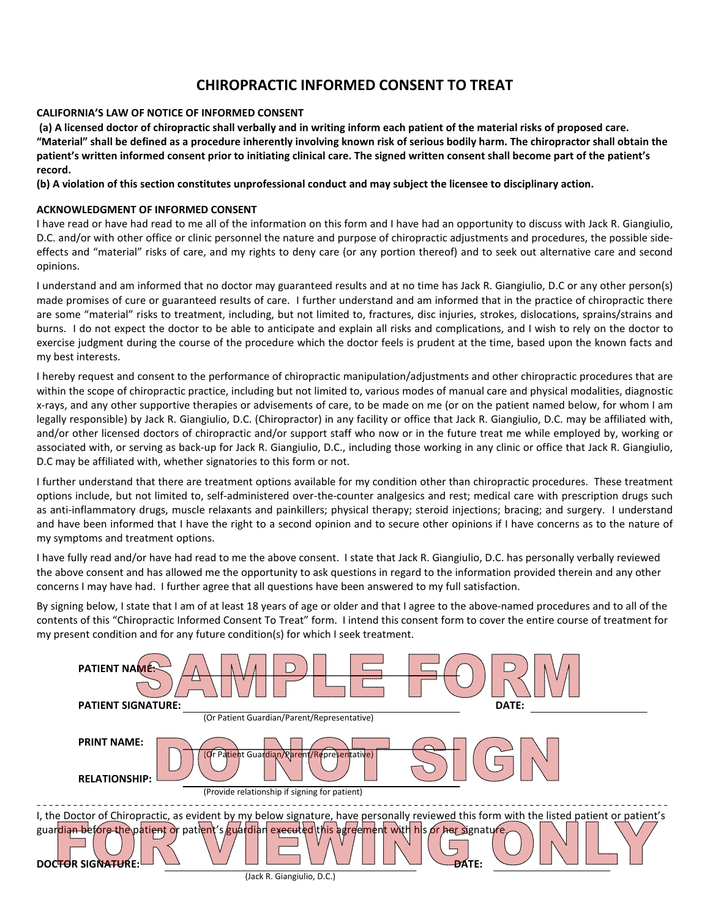# CHIROPRACTIC INFORMED CONSENT TO TREAT

**CALIFORNIA'S LAW OF NOTICE OF INFORMED CONSENT**

**(a) A licensed doctor of chiropractic shall verbally and in writing inform each patient of the material risks of proposed care. "Material" shall be defined as a procedure inherently involving known risk of serious bodily harm. The chiropractor shall obtain the patient's written informed consent prior to initiating clinical care. The signed written consent shall become part of the patient's record.**

**(b) A violation of this section constitutes unprofessional conduct and may subject the licensee to disciplinary action.**

**ACKNOWLEDGMENT OF INFORMED CONSENT**

I have read or have had read to me all of the information on this form and I have had an opportunity to discuss with Jack R. Giangiulio, D.C. and/or with other office or clinic personnel the nature and purpose of chiropractic adjustments and procedures, the possible side-effects and "material" risks of care, and my rights to deny care (or any portion thereof) and to seek out alternative care and second opinions.

I understand and am informed that no doctor may guaranteed results and at no time has Jack R. Giangiulio, D.C or any other person(s) made promises of cure or guaranteed results of care. I further understand and am informed that in the practice of chiropractic there are some "material" risks to treatment, including, but not limited to, fractures, disc injuries, strokes, dislocations, sprains/strains and burns. I do not expect the doctor to be able to anticipate and explain all risks and complications, and I wish to rely on the doctor to exercise judgment during the course of the procedure which the doctor feels is prudent at the time, based upon the known facts and my best interests.

I hereby request and consent to the performance of chiropractic manipulation/adjustments and other chiropractic procedures that are within the scope of chiropractic practice, including but not limited to, various modes of manual care and physical modalities, diagnostic x-rays, and any other supportive therapies or advisements of care, to be made on me (or on the patient named below, for whom I am legally responsible) by Jack R. Giangiulio, D.C. (Chiropractor) in any facility or office that Jack R. Giangiulio, D.C. may be affiliated with, and/or other licensed doctors of chiropractic and/or support staff who now or in the future treat me while employed by, working or associated with, or serving as back-up for Jack R. Giangiulio, D.C., including those working in any clinic or office that Jack R. Giangiulio, D.C may be affiliated with, whether signatories to this form or not.

I further understand that there are treatment options available for my condition other than chiropractic procedures. These treatment options include, but not limited to, self-administered over-the-counter analgesics and rest; medical care with prescription drugs such as anti-inflammatory drugs, muscle relaxants and painkillers; physical therapy; steroid injections; bracing; and surgery. I understand and have been informed that I have the right to a second opinion and to secure other opinions if I have concerns as to the nature of my symptoms and treatment options.

I have fully read and/or have had read to me the above consent. I state that Jack R. Giangiulio, D.C. has personally verbally reviewed the above consent and has allowed me the opportunity to ask questions in regard to the information provided therein and any other concerns I may have had. I further agree that all questions have been answered to my full satisfaction.

By signing below, I state that I am of at least 18 years of age or older and that I agree to the above-named procedures and to all of the contents of this "Chiropractic Informed Consent To Treat" form. I intend this consent form to cover the entire course of treatment for my present condition and for any future condition(s) for which I seek treatment.

**SAMPLE FORM**

**PATIENT NAME:** ______________________________

**PATIENT SIGNATURE:** ______________________________ **DATE:** ______________

(Or Patient Guardian/Parent/Representative)

**DO NOT SIGN**

**PRINT NAME:** ______________________________

(Or Patient Guardian/Parent/Representative)

**RELATIONSHIP:** ______________________________

(Provide relationship if signing for patient)

---

**FOR VIEWING ONLY**

I, the Doctor of Chiropractic, as evident by my below signature, have personally reviewed this form with the listed patient or patient's guardian before the patient or patient's guardian executed this agreement with his or her signature.

**DOCTOR SIGNATURE:** ______________________________ **DATE:** ______________

(Jack R. Giangiulio, D.C.)